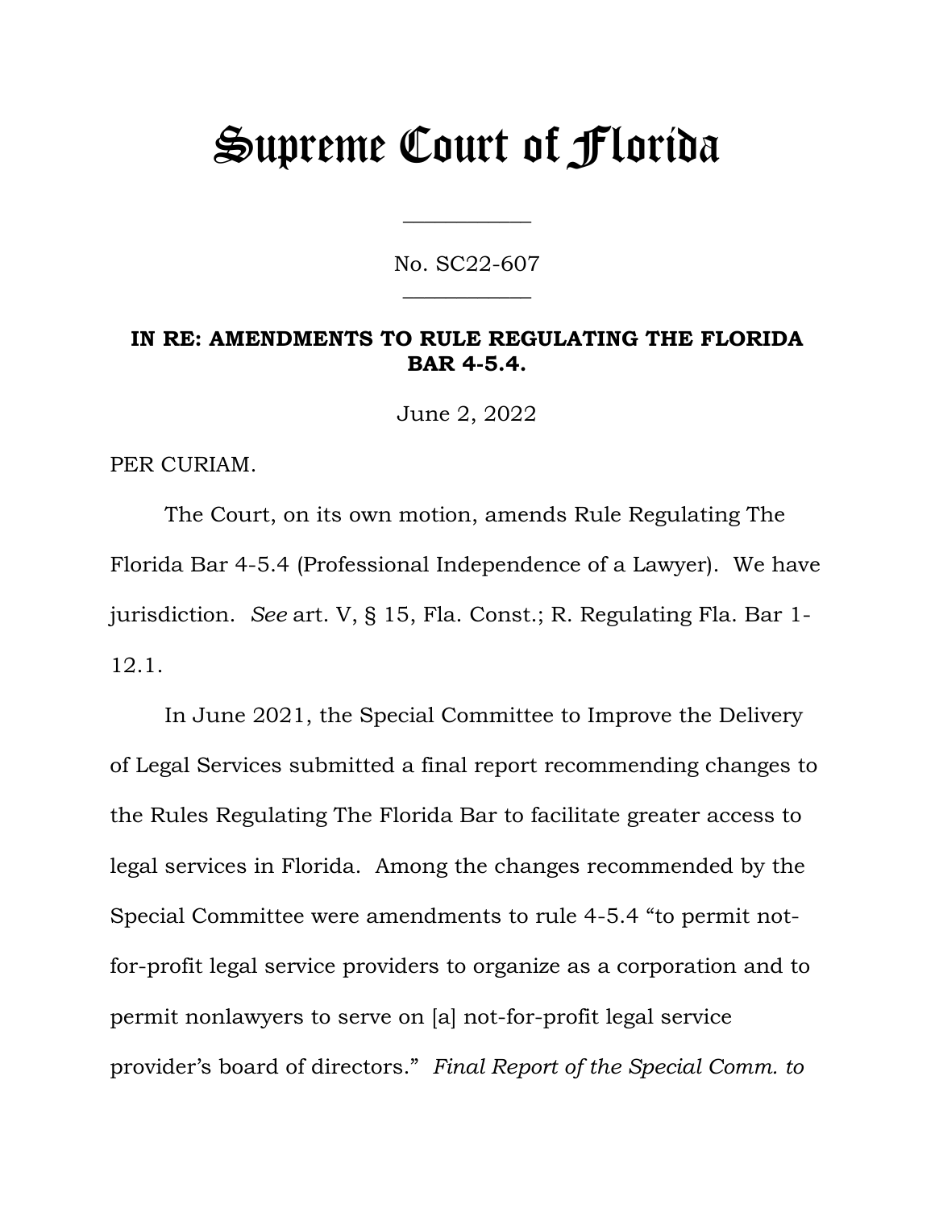# Supreme Court of Florida

No. SC22-607

**IN RE: AMENDMENTS TO RULE REGULATING THE FLORIDA BAR 4-5.4.**

June 2, 2022

PER CURIAM.

The Court, on its own motion, amends Rule Regulating The Florida Bar 4-5.4 (Professional Independence of a Lawyer). We have jurisdiction. *See* art. V, § 15, Fla. Const.; R. Regulating Fla. Bar 1-12.1.

In June 2021, the Special Committee to Improve the Delivery of Legal Services submitted a final report recommending changes to the Rules Regulating The Florida Bar to facilitate greater access to legal services in Florida. Among the changes recommended by the Special Committee were amendments to rule 4-5.4 "to permit not-for-profit legal service providers to organize as a corporation and to permit nonlawyers to serve on [a] not-for-profit legal service provider's board of directors." *Final Report of the Special Comm. to*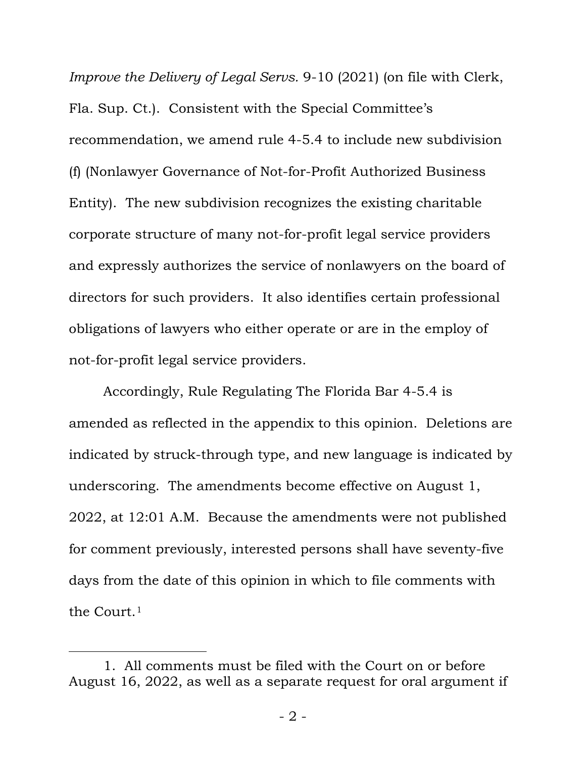*Improve the Delivery of Legal Servs.* 9-10 (2021) (on file with Clerk, Fla. Sup. Ct.). Consistent with the Special Committee's recommendation, we amend rule 4-5.4 to include new subdivision (f) (Nonlawyer Governance of Not-for-Profit Authorized Business Entity). The new subdivision recognizes the existing charitable corporate structure of many not-for-profit legal service providers and expressly authorizes the service of nonlawyers on the board of directors for such providers. It also identifies certain professional obligations of lawyers who either operate or are in the employ of not-for-profit legal service providers.

Accordingly, Rule Regulating The Florida Bar 4-5.4 is amended as reflected in the appendix to this opinion. Deletions are indicated by struck-through type, and new language is indicated by underscoring. The amendments become effective on August 1, 2022, at 12:01 A.M. Because the amendments were not published for comment previously, interested persons shall have seventy-five days from the date of this opinion in which to file comments with the Court.[1]

---

1. All comments must be filed with the Court on or before August 16, 2022, as well as a separate request for oral argument if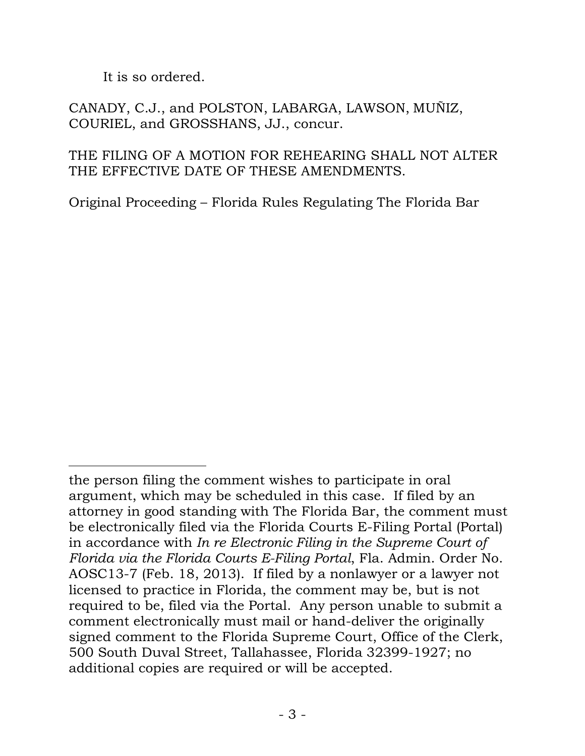It is so ordered.

CANADY, C.J., and POLSTON, LABARGA, LAWSON, MUÑIZ, COURIEL, and GROSSHANS, JJ., concur.

THE FILING OF A MOTION FOR REHEARING SHALL NOT ALTER THE EFFECTIVE DATE OF THESE AMENDMENTS.

Original Proceeding – Florida Rules Regulating The Florida Bar

---

the person filing the comment wishes to participate in oral argument, which may be scheduled in this case. If filed by an attorney in good standing with The Florida Bar, the comment must be electronically filed via the Florida Courts E-Filing Portal (Portal) in accordance with *In re Electronic Filing in the Supreme Court of Florida via the Florida Courts E-Filing Portal*, Fla. Admin. Order No. AOSC13-7 (Feb. 18, 2013). If filed by a nonlawyer or a lawyer not licensed to practice in Florida, the comment may be, but is not required to be, filed via the Portal. Any person unable to submit a comment electronically must mail or hand-deliver the originally signed comment to the Florida Supreme Court, Office of the Clerk, 500 South Duval Street, Tallahassee, Florida 32399-1927; no additional copies are required or will be accepted.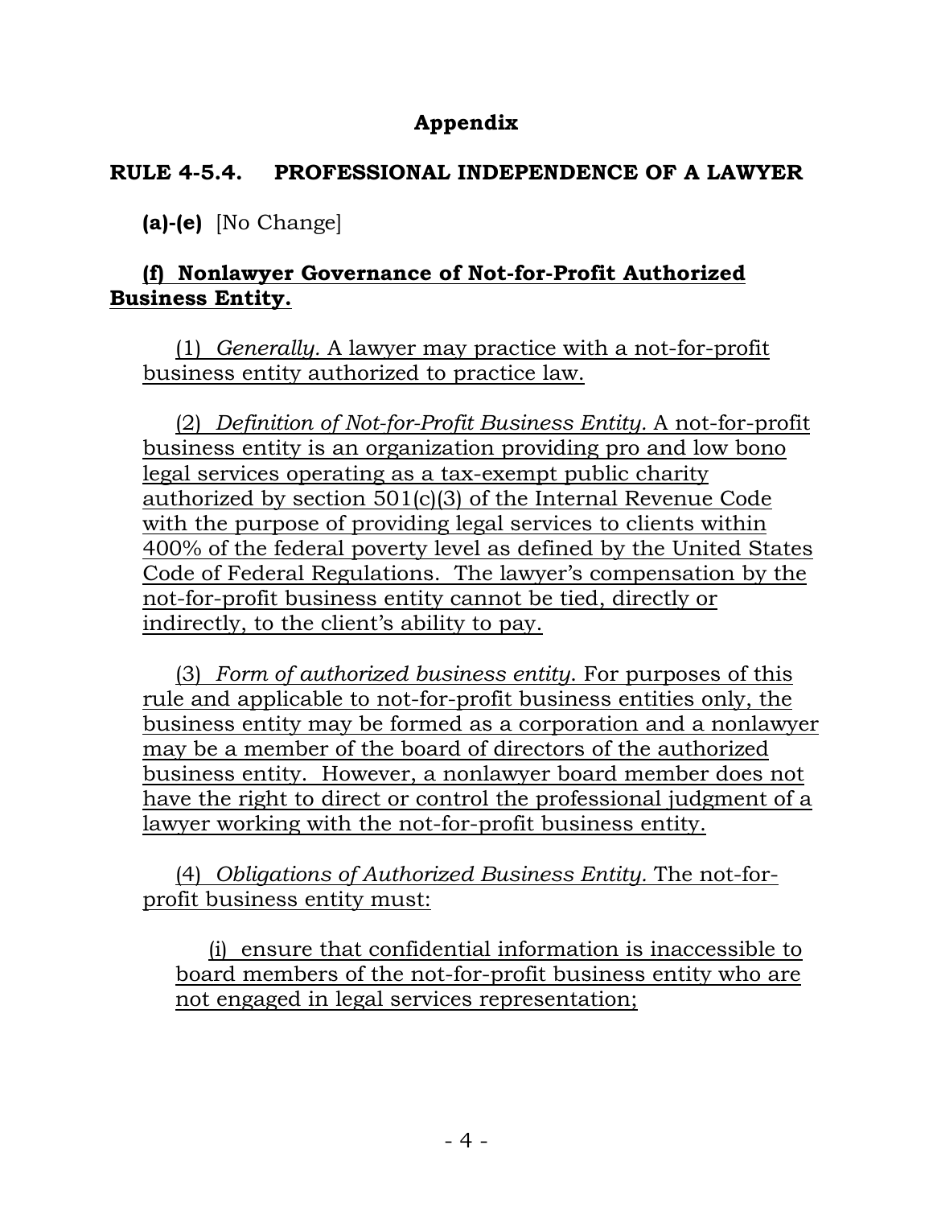## Appendix

## RULE 4-5.4. PROFESSIONAL INDEPENDENCE OF A LAWYER

**(a)-(e)** [No Change]

**(f) Nonlawyer Governance of Not-for-Profit Authorized Business Entity.**

(1) *Generally.* A lawyer may practice with a not-for-profit business entity authorized to practice law.

(2) *Definition of Not-for-Profit Business Entity.* A not-for-profit business entity is an organization providing pro and low bono legal services operating as a tax-exempt public charity authorized by section 501(c)(3) of the Internal Revenue Code with the purpose of providing legal services to clients within 400% of the federal poverty level as defined by the United States Code of Federal Regulations. The lawyer's compensation by the not-for-profit business entity cannot be tied, directly or indirectly, to the client's ability to pay.

(3) *Form of authorized business entity.* For purposes of this rule and applicable to not-for-profit business entities only, the business entity may be formed as a corporation and a nonlawyer may be a member of the board of directors of the authorized business entity. However, a nonlawyer board member does not have the right to direct or control the professional judgment of a lawyer working with the not-for-profit business entity.

(4) *Obligations of Authorized Business Entity.* The not-for-profit business entity must:

(i) ensure that confidential information is inaccessible to board members of the not-for-profit business entity who are not engaged in legal services representation;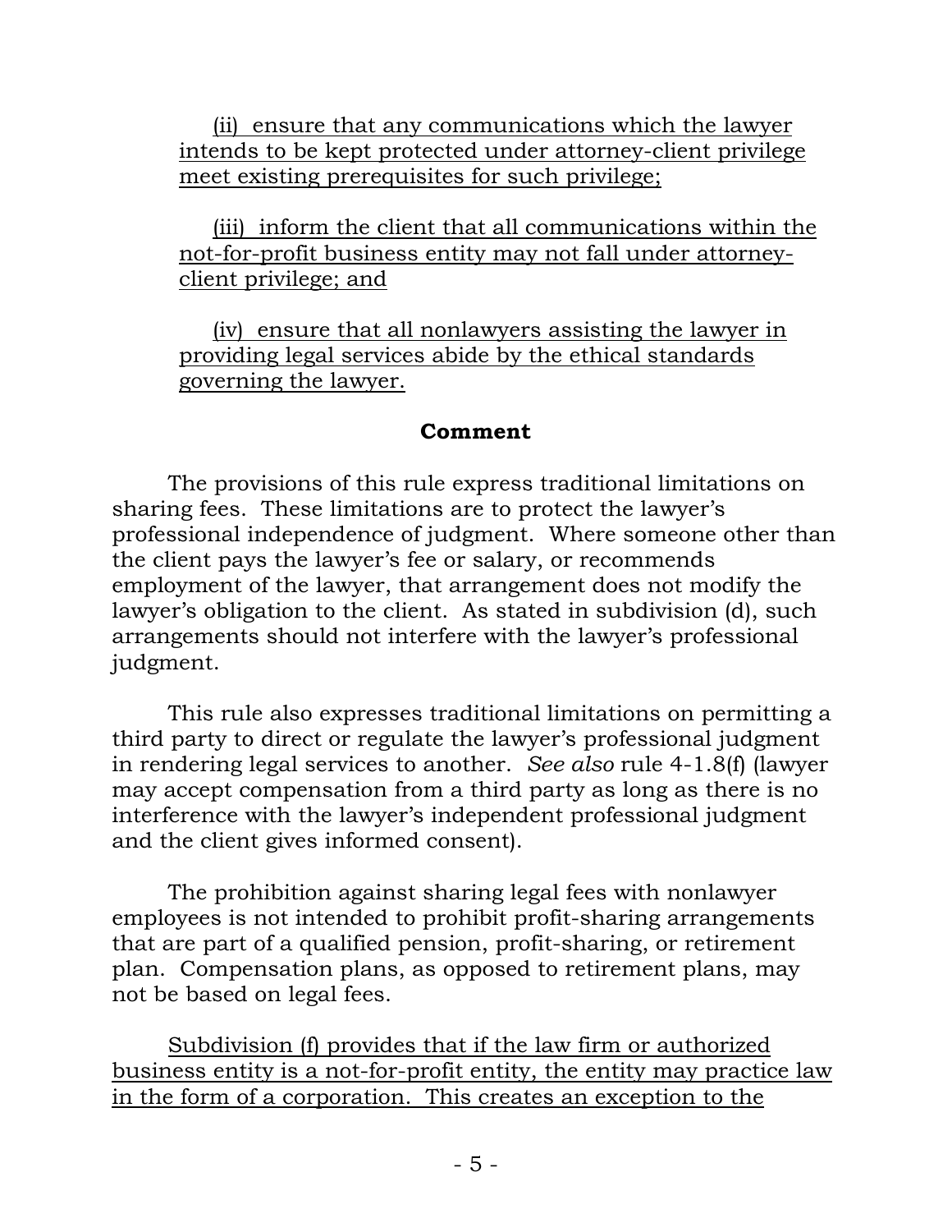(ii) ensure that any communications which the lawyer intends to be kept protected under attorney-client privilege meet existing prerequisites for such privilege;

(iii) inform the client that all communications within the not-for-profit business entity may not fall under attorney-client privilege; and

(iv) ensure that all nonlawyers assisting the lawyer in providing legal services abide by the ethical standards governing the lawyer.

**Comment**

The provisions of this rule express traditional limitations on sharing fees. These limitations are to protect the lawyer's professional independence of judgment. Where someone other than the client pays the lawyer's fee or salary, or recommends employment of the lawyer, that arrangement does not modify the lawyer's obligation to the client. As stated in subdivision (d), such arrangements should not interfere with the lawyer's professional judgment.

This rule also expresses traditional limitations on permitting a third party to direct or regulate the lawyer's professional judgment in rendering legal services to another. *See also* rule 4-1.8(f) (lawyer may accept compensation from a third party as long as there is no interference with the lawyer's independent professional judgment and the client gives informed consent).

The prohibition against sharing legal fees with nonlawyer employees is not intended to prohibit profit-sharing arrangements that are part of a qualified pension, profit-sharing, or retirement plan. Compensation plans, as opposed to retirement plans, may not be based on legal fees.

Subdivision (f) provides that if the law firm or authorized business entity is a not-for-profit entity, the entity may practice law in the form of a corporation. This creates an exception to the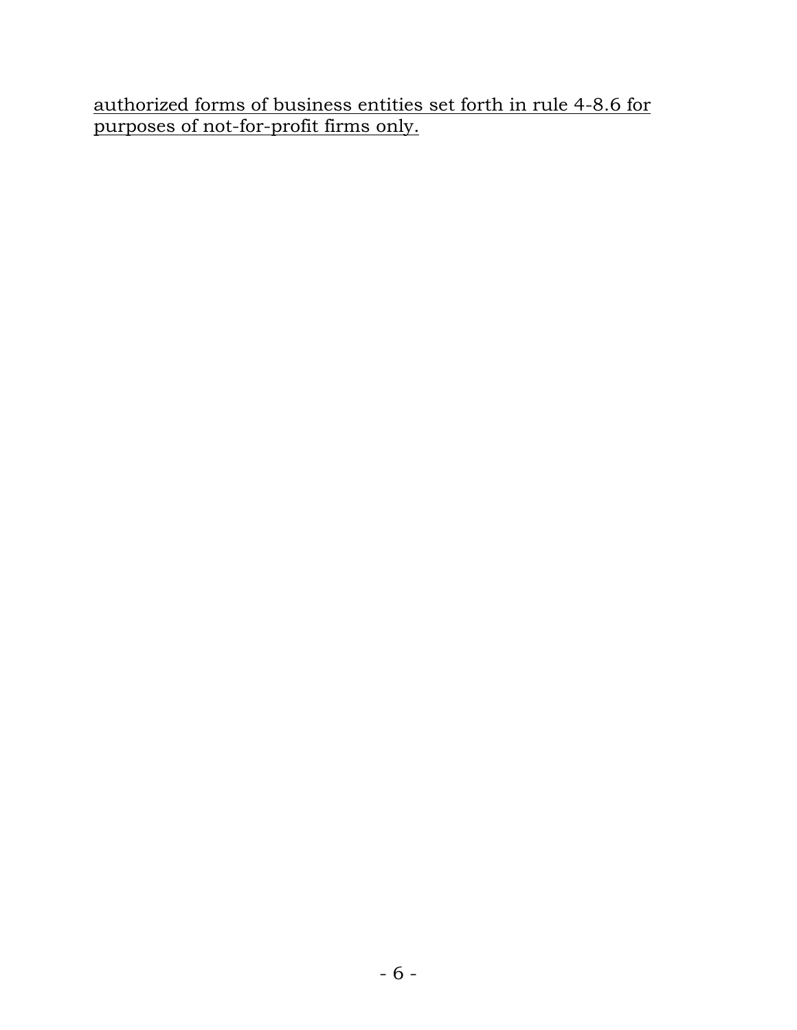<u>authorized forms of business entities set forth in rule 4-8.6 for purposes of not-for-profit firms only.</u>